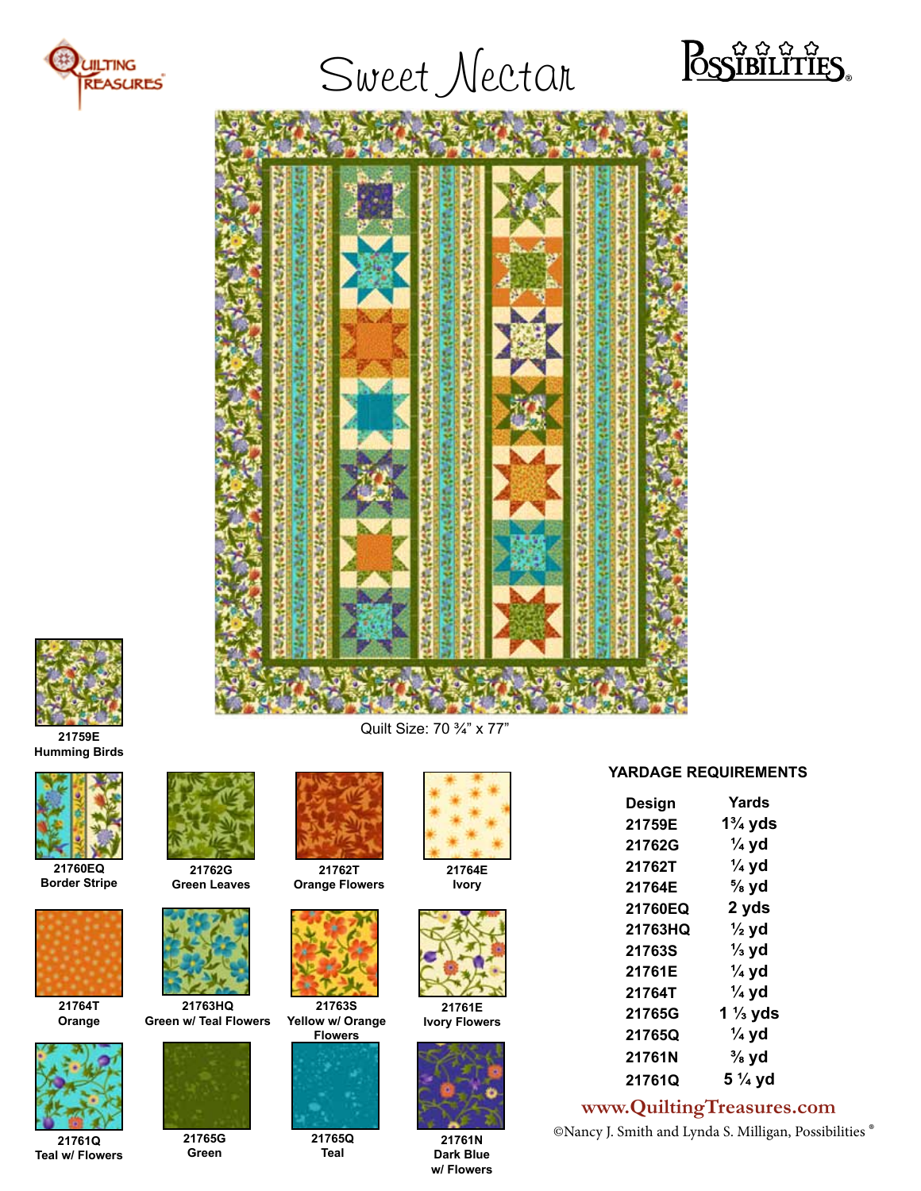# Sweet Nectar

Quilt Size: 70 ¾" x 77"

21759E
Humming Birds

21760EQ
Border Stripe

21762G
Green Leaves

21762T
Orange Flowers

21764E
Ivory

21764T
Orange

21763HQ
Green w/ Teal Flowers

21763S
Yellow w/ Orange Flowers

21761E
Ivory Flowers

21761Q
Teal w/ Flowers

21765G
Green

21765Q
Teal

21761N
Dark Blue w/ Flowers

## YARDAGE REQUIREMENTS

| Design | Yards |
|---|---|
| 21759E | 1¾ yds |
| 21762G | ¼ yd |
| 21762T | ¼ yd |
| 21764E | ⅝ yd |
| 21760EQ | 2 yds |
| 21763HQ | ½ yd |
| 21763S | ⅓ yd |
| 21761E | ¼ yd |
| 21764T | ¼ yd |
| 21765G | 1 ⅓ yds |
| 21765Q | ¼ yd |
| 21761N | ⅜ yd |
| 21761Q | 5 ¼ yd |

www.QuiltingTreasures.com

©Nancy J. Smith and Lynda S. Milligan, Possibilities ®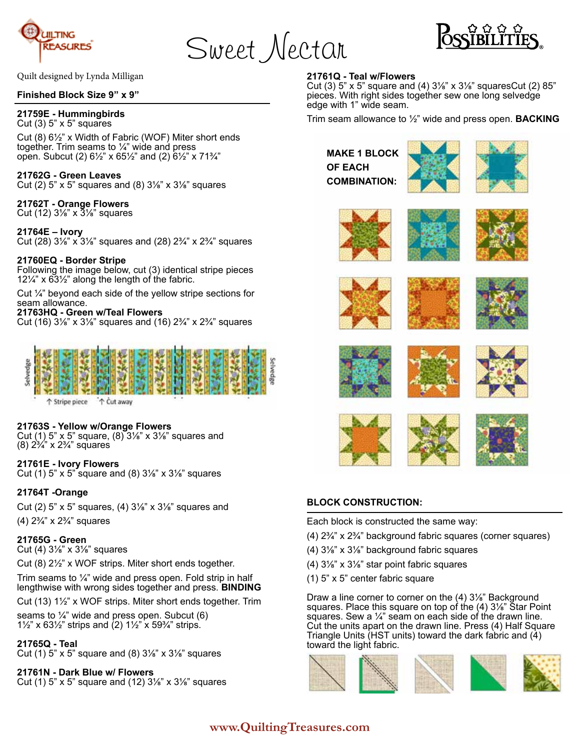# Sweet Nectar

Quilt designed by Lynda Milligan

**Finished Block Size 9" x 9"**

**21759E - Hummingbirds**
Cut (3) 5" x 5" squares

Cut (8) 6½" x Width of Fabric (WOF) Miter short ends together. Trim seams to ¼" wide and press open. Subcut (2) 6½" x 65½" and (2) 6½" x 71¾"

**21762G - Green Leaves**
Cut (2) 5" x 5" squares and (8) 3⅞" x 3⅞" squares

**21762T - Orange Flowers**
Cut (12) 3⅞" x 3⅞" squares

**21764E – Ivory**
Cut (28) 3⅞" x 3⅞" squares and (28) 2¾" x 2¾" squares

**21760EQ - Border Stripe**
Following the image below, cut (3) identical stripe pieces 12¼" x 63½" along the length of the fabric.

Cut ¼" beyond each side of the yellow stripe sections for seam allowance.

**21763HQ - Green w/Teal Flowers**
Cut (16) 3⅞" x 3⅞" squares and (16) 2¾" x 2¾" squares

Selvedge — ↑ Stripe piece — ↑ Cut away — Selvedge

**21763S - Yellow w/Orange Flowers**
Cut (1) 5" x 5" square, (8) 3⅞" x 3⅞" squares and (8) 2¾" x 2¾" squares

**21761E - Ivory Flowers**
Cut (1) 5" x 5" square and (8) 3⅞" x 3⅞" squares

**21764T -Orange**

Cut (2) 5" x 5" squares, (4) 3⅞" x 3⅞" squares and (4) 2¾" x 2¾" squares

**21765G - Green**
Cut (4) 3⅞" x 3⅞" squares

Cut (8) 2½" x WOF strips. Miter short ends together.

Trim seams to ¼" wide and press open. Fold strip in half lengthwise with wrong sides together and press. **BINDING**

Cut (13) 1½" x WOF strips. Miter short ends together. Trim seams to ¼" wide and press open. Subcut (6) 1½" x 63½" strips and (2) 1½" x 59¾" strips.

**21765Q - Teal**
Cut (1) 5" x 5" square and (8) 3⅞" x 3⅞" squares

**21761N - Dark Blue w/ Flowers**
Cut (1) 5" x 5" square and (12) 3⅞" x 3⅞" squares

**21761Q - Teal w/Flowers**
Cut (3) 5" x 5" square and (4) 3⅞" x 3⅞" squaresCut (2) 85" pieces. With right sides together sew one long selvedge edge with 1" wide seam.

Trim seam allowance to ½" wide and press open. **BACKING**

**MAKE 1 BLOCK OF EACH COMBINATION:**

## BLOCK CONSTRUCTION:

Each block is constructed the same way:

(4) 2¾" x 2¾" background fabric squares (corner squares)

(4) 3⅞" x 3⅞" background fabric squares

(4) 3⅞" x 3⅞" star point fabric squares

(1) 5" x 5" center fabric square

Draw a line corner to corner on the (4) 3⅞" Background squares. Place this square on top of the (4) 3⅞" Star Point squares. Sew a ¼" seam on each side of the drawn line. Cut the units apart on the drawn line. Press (4) Half Square Triangle Units (HST units) toward the dark fabric and (4) toward the light fabric.

www.QuiltingTreasures.com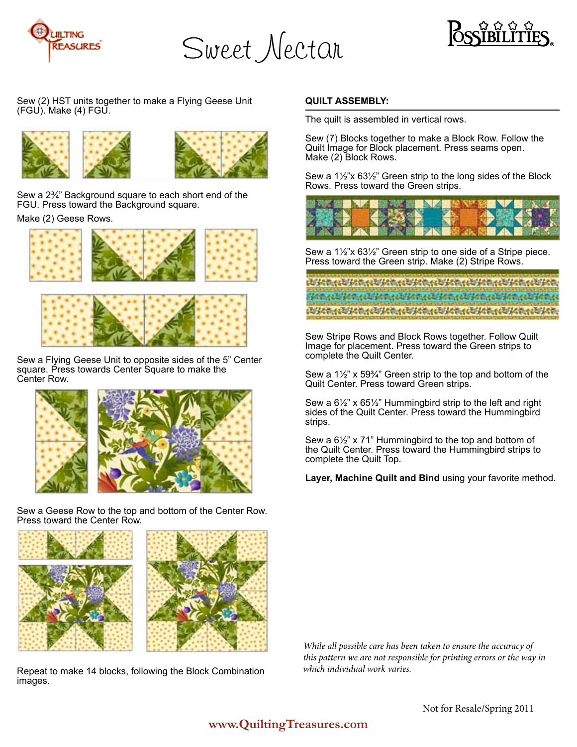# Sweet Nectar

Sew (2) HST units together to make a Flying Geese Unit (FGU). Make (4) FGU.

Sew a 2¾" Background square to each short end of the FGU. Press toward the Background square.

Make (2) Geese Rows.

Sew a Flying Geese Unit to opposite sides of the 5" Center square. Press towards Center Square to make the Center Row.

Sew a Geese Row to the top and bottom of the Center Row. Press toward the Center Row.

Repeat to make 14 blocks, following the Block Combination images.

**QUILT ASSEMBLY:**

The quilt is assembled in vertical rows.

Sew (7) Blocks together to make a Block Row. Follow the Quilt Image for Block placement. Press seams open. Make (2) Block Rows.

Sew a 1½"x 63½" Green strip to the long sides of the Block Rows. Press toward the Green strips.

Sew a 1½"x 63½" Green strip to one side of a Stripe piece. Press toward the Green strip. Make (2) Stripe Rows.

Sew Stripe Rows and Block Rows together. Follow Quilt Image for placement. Press toward the Green strips to complete the Quilt Center.

Sew a 1½" x 59¾" Green strip to the top and bottom of the Quilt Center. Press toward Green strips.

Sew a 6½" x 65½" Hummingbird strip to the left and right sides of the Quilt Center. Press toward the Hummingbird strips.

Sew a 6½" x 71" Hummingbird to the top and bottom of the Quilt Center. Press toward the Hummingbird strips to complete the Quilt Top.

**Layer, Machine Quilt and Bind** using your favorite method.

*While all possible care has been taken to ensure the accuracy of this pattern we are not responsible for printing errors or the way in which individual work varies.*

Not for Resale/Spring 2011

www.QuiltingTreasures.com